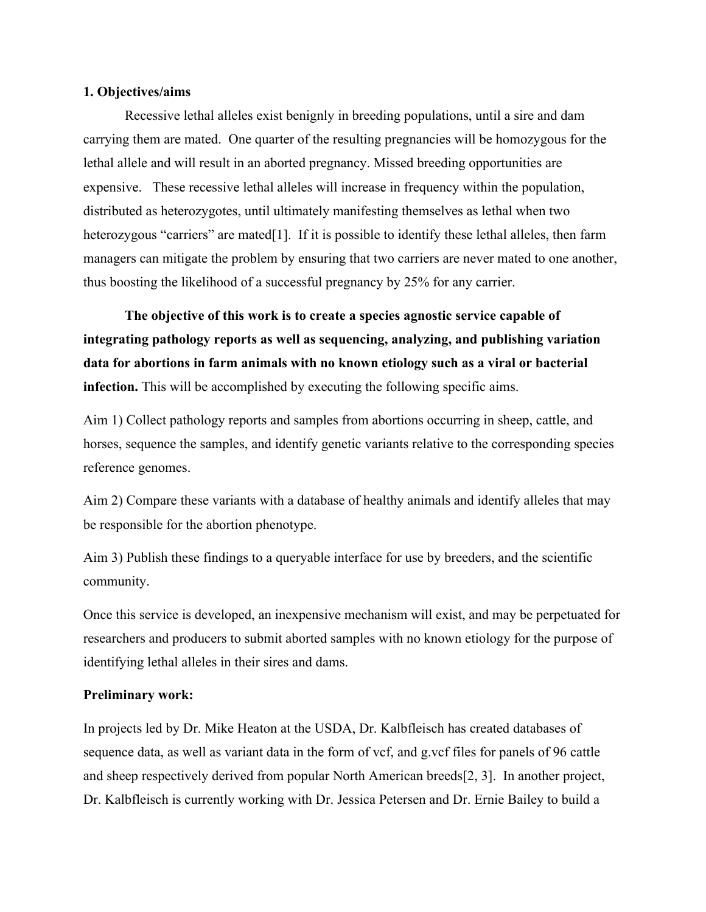**1. Objectives/aims**

Recessive lethal alleles exist benignly in breeding populations, until a sire and dam carrying them are mated. One quarter of the resulting pregnancies will be homozygous for the lethal allele and will result in an aborted pregnancy. Missed breeding opportunities are expensive. These recessive lethal alleles will increase in frequency within the population, distributed as heterozygotes, until ultimately manifesting themselves as lethal when two heterozygous "carriers" are mated[1]. If it is possible to identify these lethal alleles, then farm managers can mitigate the problem by ensuring that two carriers are never mated to one another, thus boosting the likelihood of a successful pregnancy by 25% for any carrier.

**The objective of this work is to create a species agnostic service capable of integrating pathology reports as well as sequencing, analyzing, and publishing variation data for abortions in farm animals with no known etiology such as a viral or bacterial infection.** This will be accomplished by executing the following specific aims.

Aim 1) Collect pathology reports and samples from abortions occurring in sheep, cattle, and horses, sequence the samples, and identify genetic variants relative to the corresponding species reference genomes.

Aim 2) Compare these variants with a database of healthy animals and identify alleles that may be responsible for the abortion phenotype.

Aim 3) Publish these findings to a queryable interface for use by breeders, and the scientific community.

Once this service is developed, an inexpensive mechanism will exist, and may be perpetuated for researchers and producers to submit aborted samples with no known etiology for the purpose of identifying lethal alleles in their sires and dams.

**Preliminary work:**

In projects led by Dr. Mike Heaton at the USDA, Dr. Kalbfleisch has created databases of sequence data, as well as variant data in the form of vcf, and g.vcf files for panels of 96 cattle and sheep respectively derived from popular North American breeds[2, 3]. In another project, Dr. Kalbfleisch is currently working with Dr. Jessica Petersen and Dr. Ernie Bailey to build a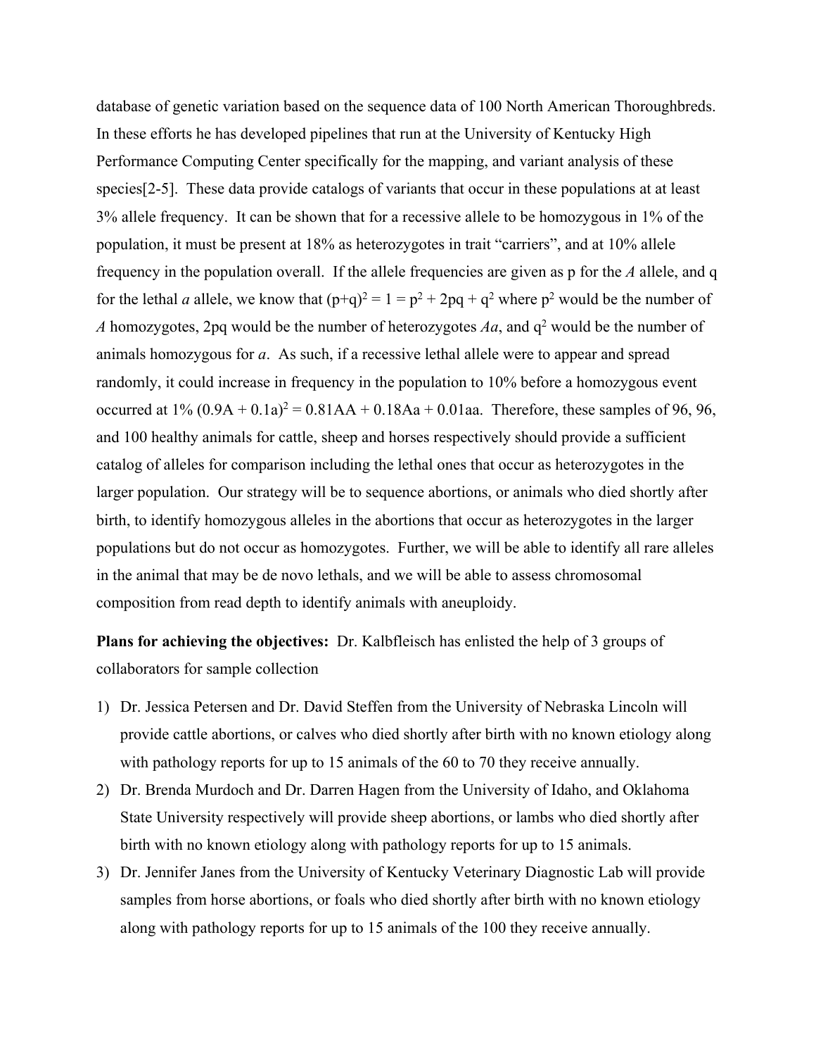database of genetic variation based on the sequence data of 100 North American Thoroughbreds. In these efforts he has developed pipelines that run at the University of Kentucky High Performance Computing Center specifically for the mapping, and variant analysis of these species[2-5]. These data provide catalogs of variants that occur in these populations at at least 3% allele frequency. It can be shown that for a recessive allele to be homozygous in 1% of the population, it must be present at 18% as heterozygotes in trait "carriers", and at 10% allele frequency in the population overall. If the allele frequencies are given as p for the *A* allele, and q for the lethal *a* allele, we know that $(p+q)^2 = 1 = p^2 + 2pq + q^2$ where $p^2$ would be the number of *A* homozygotes, 2pq would be the number of heterozygotes *Aa*, and $q^2$ would be the number of animals homozygous for *a*. As such, if a recessive lethal allele were to appear and spread randomly, it could increase in frequency in the population to 10% before a homozygous event occurred at 1% $(0.9A + 0.1a)^2 = 0.81AA + 0.18Aa + 0.01aa$. Therefore, these samples of 96, 96, and 100 healthy animals for cattle, sheep and horses respectively should provide a sufficient catalog of alleles for comparison including the lethal ones that occur as heterozygotes in the larger population. Our strategy will be to sequence abortions, or animals who died shortly after birth, to identify homozygous alleles in the abortions that occur as heterozygotes in the larger populations but do not occur as homozygotes. Further, we will be able to identify all rare alleles in the animal that may be de novo lethals, and we will be able to assess chromosomal composition from read depth to identify animals with aneuploidy.

**Plans for achieving the objectives:** Dr. Kalbfleisch has enlisted the help of 3 groups of collaborators for sample collection

1) Dr. Jessica Petersen and Dr. David Steffen from the University of Nebraska Lincoln will provide cattle abortions, or calves who died shortly after birth with no known etiology along with pathology reports for up to 15 animals of the 60 to 70 they receive annually.
2) Dr. Brenda Murdoch and Dr. Darren Hagen from the University of Idaho, and Oklahoma State University respectively will provide sheep abortions, or lambs who died shortly after birth with no known etiology along with pathology reports for up to 15 animals.
3) Dr. Jennifer Janes from the University of Kentucky Veterinary Diagnostic Lab will provide samples from horse abortions, or foals who died shortly after birth with no known etiology along with pathology reports for up to 15 animals of the 100 they receive annually.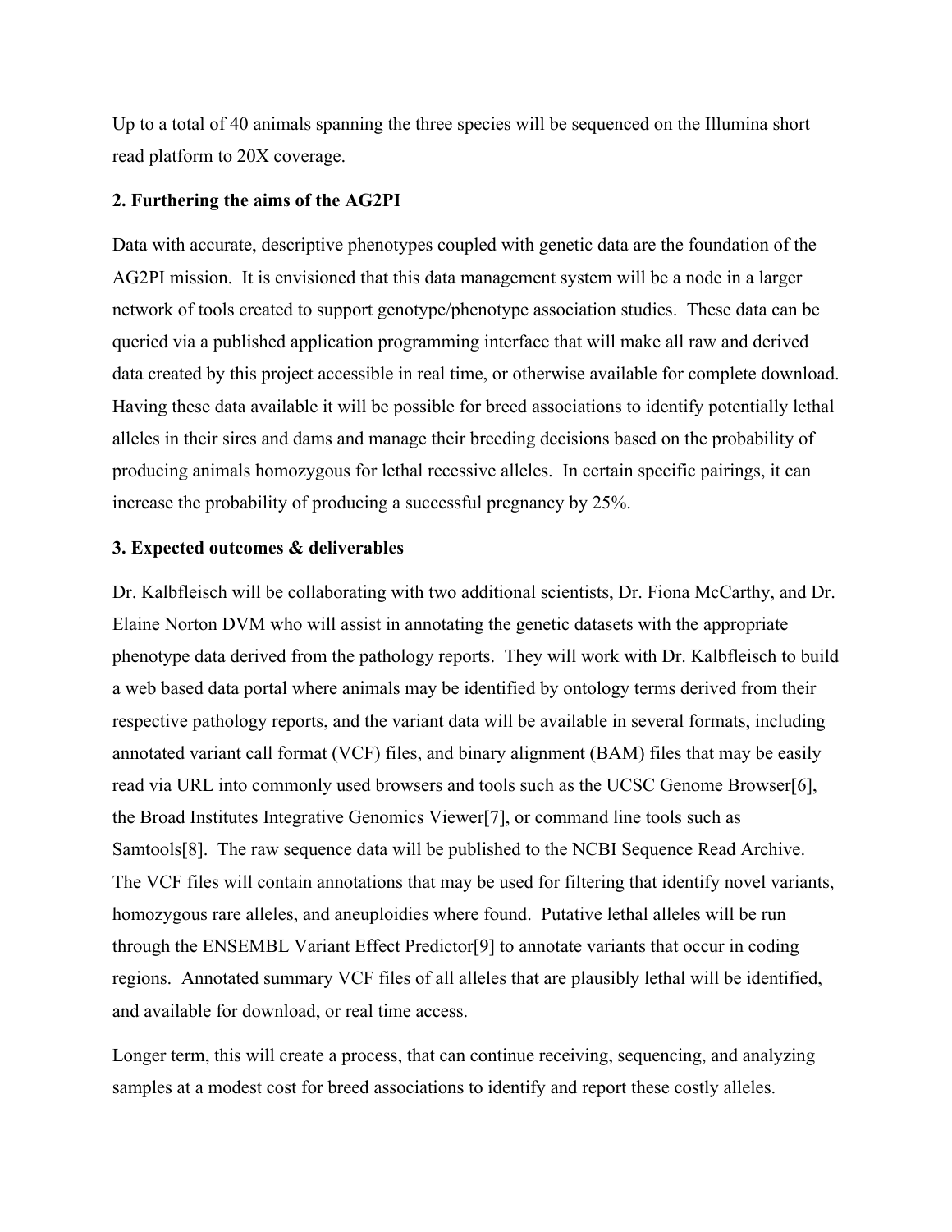Up to a total of 40 animals spanning the three species will be sequenced on the Illumina short read platform to 20X coverage.

## 2. Furthering the aims of the AG2PI

Data with accurate, descriptive phenotypes coupled with genetic data are the foundation of the AG2PI mission. It is envisioned that this data management system will be a node in a larger network of tools created to support genotype/phenotype association studies. These data can be queried via a published application programming interface that will make all raw and derived data created by this project accessible in real time, or otherwise available for complete download. Having these data available it will be possible for breed associations to identify potentially lethal alleles in their sires and dams and manage their breeding decisions based on the probability of producing animals homozygous for lethal recessive alleles. In certain specific pairings, it can increase the probability of producing a successful pregnancy by 25%.

## 3. Expected outcomes & deliverables

Dr. Kalbfleisch will be collaborating with two additional scientists, Dr. Fiona McCarthy, and Dr. Elaine Norton DVM who will assist in annotating the genetic datasets with the appropriate phenotype data derived from the pathology reports. They will work with Dr. Kalbfleisch to build a web based data portal where animals may be identified by ontology terms derived from their respective pathology reports, and the variant data will be available in several formats, including annotated variant call format (VCF) files, and binary alignment (BAM) files that may be easily read via URL into commonly used browsers and tools such as the UCSC Genome Browser[6], the Broad Institutes Integrative Genomics Viewer[7], or command line tools such as Samtools[8]. The raw sequence data will be published to the NCBI Sequence Read Archive. The VCF files will contain annotations that may be used for filtering that identify novel variants, homozygous rare alleles, and aneuploidies where found. Putative lethal alleles will be run through the ENSEMBL Variant Effect Predictor[9] to annotate variants that occur in coding regions. Annotated summary VCF files of all alleles that are plausibly lethal will be identified, and available for download, or real time access.

Longer term, this will create a process, that can continue receiving, sequencing, and analyzing samples at a modest cost for breed associations to identify and report these costly alleles.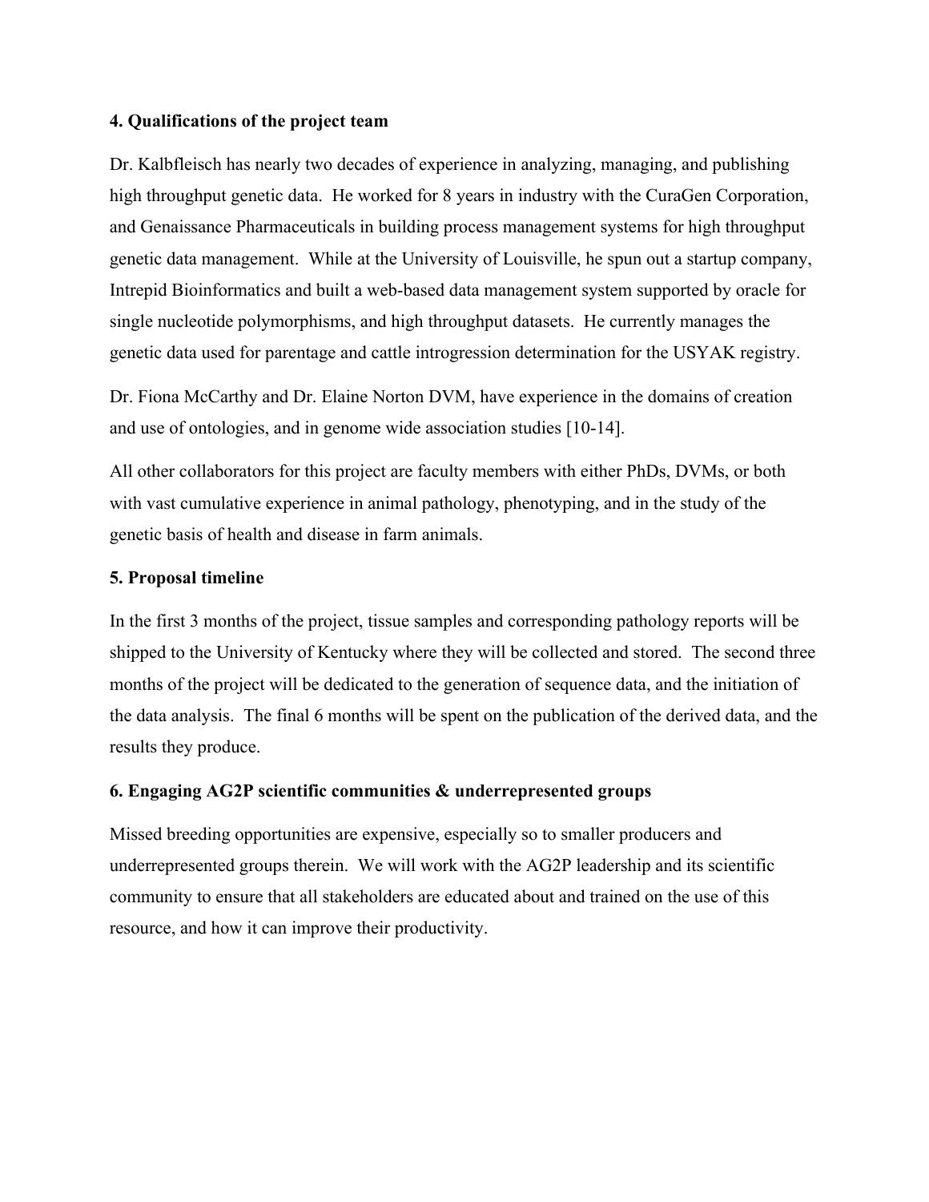## 4. Qualifications of the project team

Dr. Kalbfleisch has nearly two decades of experience in analyzing, managing, and publishing high throughput genetic data. He worked for 8 years in industry with the CuraGen Corporation, and Genaissance Pharmaceuticals in building process management systems for high throughput genetic data management. While at the University of Louisville, he spun out a startup company, Intrepid Bioinformatics and built a web-based data management system supported by oracle for single nucleotide polymorphisms, and high throughput datasets. He currently manages the genetic data used for parentage and cattle introgression determination for the USYAK registry.

Dr. Fiona McCarthy and Dr. Elaine Norton DVM, have experience in the domains of creation and use of ontologies, and in genome wide association studies [10-14].

All other collaborators for this project are faculty members with either PhDs, DVMs, or both with vast cumulative experience in animal pathology, phenotyping, and in the study of the genetic basis of health and disease in farm animals.

## 5. Proposal timeline

In the first 3 months of the project, tissue samples and corresponding pathology reports will be shipped to the University of Kentucky where they will be collected and stored. The second three months of the project will be dedicated to the generation of sequence data, and the initiation of the data analysis. The final 6 months will be spent on the publication of the derived data, and the results they produce.

## 6. Engaging AG2P scientific communities & underrepresented groups

Missed breeding opportunities are expensive, especially so to smaller producers and underrepresented groups therein. We will work with the AG2P leadership and its scientific community to ensure that all stakeholders are educated about and trained on the use of this resource, and how it can improve their productivity.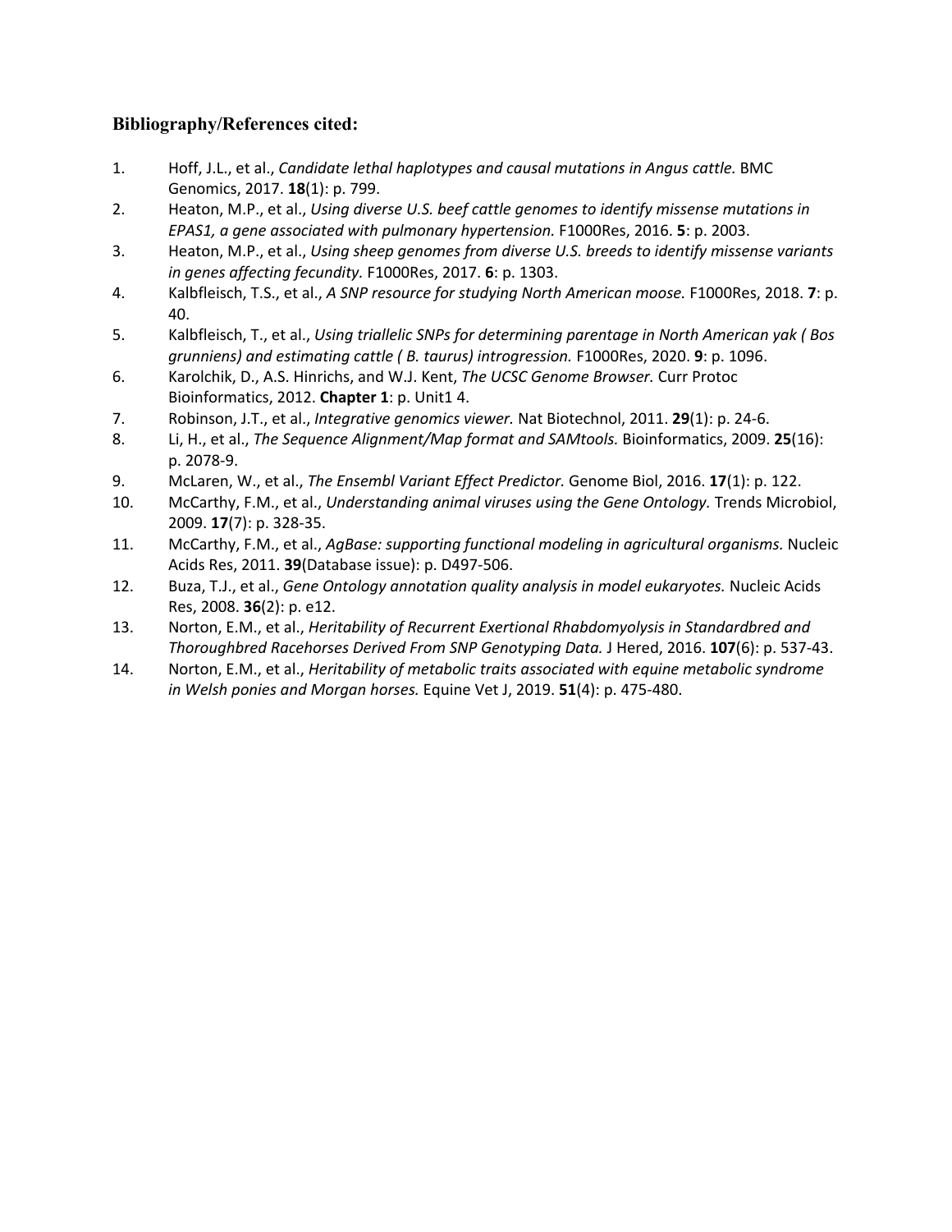### Bibliography/References cited:

1. Hoff, J.L., et al., *Candidate lethal haplotypes and causal mutations in Angus cattle.* BMC Genomics, 2017. **18**(1): p. 799.
2. Heaton, M.P., et al., *Using diverse U.S. beef cattle genomes to identify missense mutations in EPAS1, a gene associated with pulmonary hypertension.* F1000Res, 2016. **5**: p. 2003.
3. Heaton, M.P., et al., *Using sheep genomes from diverse U.S. breeds to identify missense variants in genes affecting fecundity.* F1000Res, 2017. **6**: p. 1303.
4. Kalbfleisch, T.S., et al., *A SNP resource for studying North American moose.* F1000Res, 2018. **7**: p. 40.
5. Kalbfleisch, T., et al., *Using triallelic SNPs for determining parentage in North American yak ( Bos grunniens) and estimating cattle ( B. taurus) introgression.* F1000Res, 2020. **9**: p. 1096.
6. Karolchik, D., A.S. Hinrichs, and W.J. Kent, *The UCSC Genome Browser.* Curr Protoc Bioinformatics, 2012. **Chapter 1**: p. Unit1 4.
7. Robinson, J.T., et al., *Integrative genomics viewer.* Nat Biotechnol, 2011. **29**(1): p. 24-6.
8. Li, H., et al., *The Sequence Alignment/Map format and SAMtools.* Bioinformatics, 2009. **25**(16): p. 2078-9.
9. McLaren, W., et al., *The Ensembl Variant Effect Predictor.* Genome Biol, 2016. **17**(1): p. 122.
10. McCarthy, F.M., et al., *Understanding animal viruses using the Gene Ontology.* Trends Microbiol, 2009. **17**(7): p. 328-35.
11. McCarthy, F.M., et al., *AgBase: supporting functional modeling in agricultural organisms.* Nucleic Acids Res, 2011. **39**(Database issue): p. D497-506.
12. Buza, T.J., et al., *Gene Ontology annotation quality analysis in model eukaryotes.* Nucleic Acids Res, 2008. **36**(2): p. e12.
13. Norton, E.M., et al., *Heritability of Recurrent Exertional Rhabdomyolysis in Standardbred and Thoroughbred Racehorses Derived From SNP Genotyping Data.* J Hered, 2016. **107**(6): p. 537-43.
14. Norton, E.M., et al., *Heritability of metabolic traits associated with equine metabolic syndrome in Welsh ponies and Morgan horses.* Equine Vet J, 2019. **51**(4): p. 475-480.